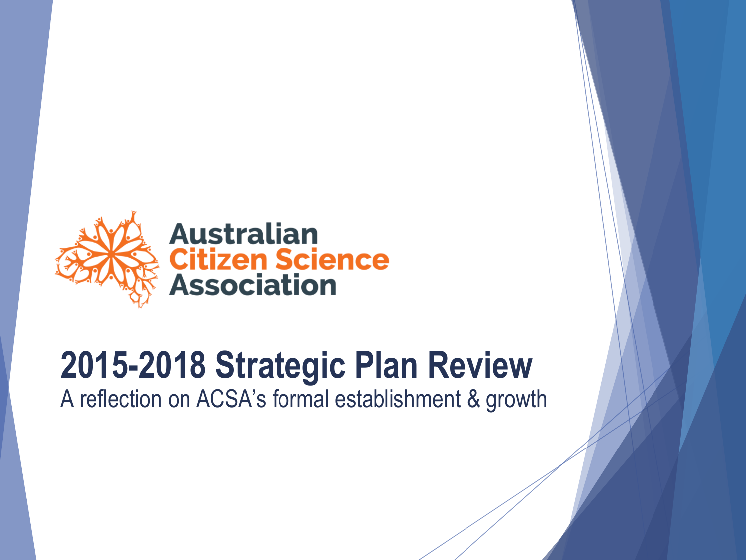Australian
Citizen Science
Association

# 2015-2018 Strategic Plan Review

A reflection on ACSA's formal establishment & growth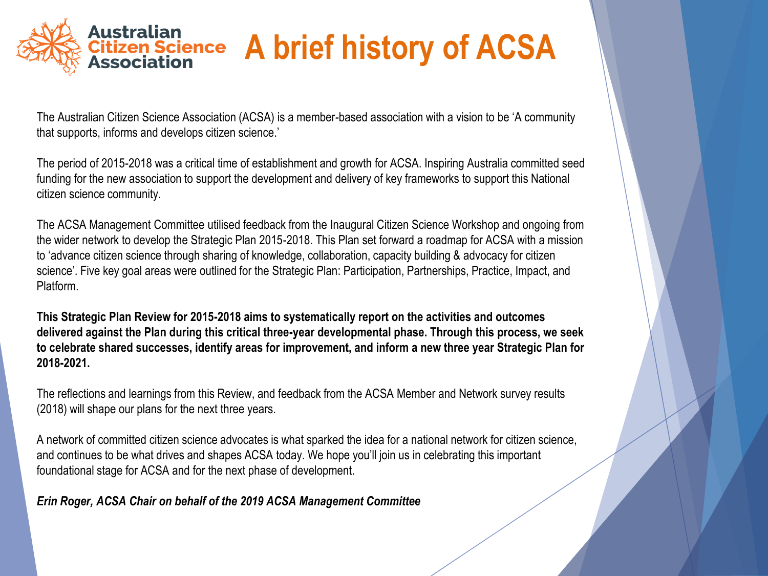# A brief history of ACSA

The Australian Citizen Science Association (ACSA) is a member-based association with a vision to be 'A community that supports, informs and develops citizen science.'

The period of 2015-2018 was a critical time of establishment and growth for ACSA. Inspiring Australia committed seed funding for the new association to support the development and delivery of key frameworks to support this National citizen science community.

The ACSA Management Committee utilised feedback from the Inaugural Citizen Science Workshop and ongoing from the wider network to develop the Strategic Plan 2015-2018. This Plan set forward a roadmap for ACSA with a mission to 'advance citizen science through sharing of knowledge, collaboration, capacity building & advocacy for citizen science'. Five key goal areas were outlined for the Strategic Plan: Participation, Partnerships, Practice, Impact, and Platform.

**This Strategic Plan Review for 2015-2018 aims to systematically report on the activities and outcomes delivered against the Plan during this critical three-year developmental phase. Through this process, we seek to celebrate shared successes, identify areas for improvement, and inform a new three year Strategic Plan for 2018-2021.**

The reflections and learnings from this Review, and feedback from the ACSA Member and Network survey results (2018) will shape our plans for the next three years.

A network of committed citizen science advocates is what sparked the idea for a national network for citizen science, and continues to be what drives and shapes ACSA today. We hope you'll join us in celebrating this important foundational stage for ACSA and for the next phase of development.

***Erin Roger, ACSA Chair on behalf of the 2019 ACSA Management Committee***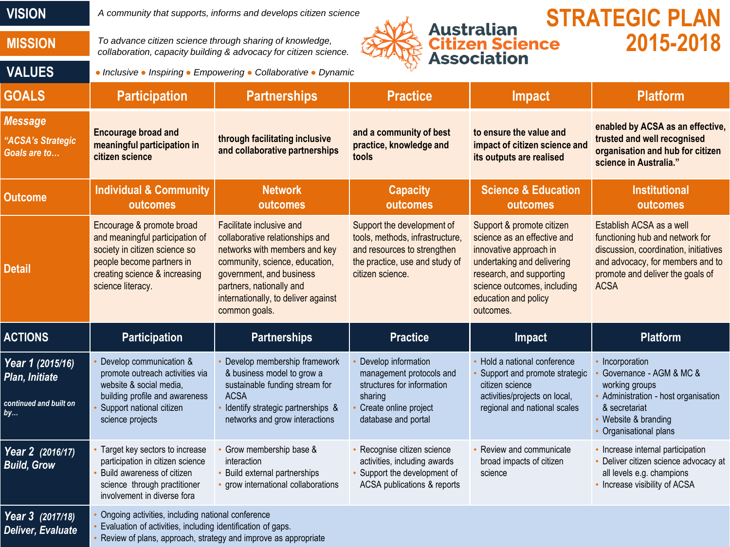# STRATEGIC PLAN 2015-2018

**Australian Citizen Science Association**

**VISION** — *A community that supports, informs and develops citizen science*

**MISSION** — *To advance citizen science through sharing of knowledge, collaboration, capacity building & advocacy for citizen science.*

**VALUES** — *• Inclusive • Inspiring • Empowering • Collaborative • Dynamic*

| GOALS | Participation | Partnerships | Practice | Impact | Platform |
|---|---|---|---|---|---|
| ***Message*** *"ACSA's Strategic Goals are to…* | **Encourage broad and meaningful participation in citizen science** | **through facilitating inclusive and collaborative partnerships** | **and a community of best practice, knowledge and tools** | **to ensure the value and impact of citizen science and its outputs are realised** | **enabled by ACSA as an effective, trusted and well recognised organisation and hub for citizen science in Australia."** |
| **Outcome** | **Individual & Community outcomes** | **Network outcomes** | **Capacity outcomes** | **Science & Education outcomes** | **Institutional outcomes** |
| **Detail** | Encourage & promote broad and meaningful participation of society in citizen science so people become partners in creating science & increasing science literacy. | Facilitate inclusive and collaborative relationships and networks with members and key community, science, education, government, and business partners, nationally and internationally, to deliver against common goals. | Support the development of tools, methods, infrastructure, and resources to strengthen the practice, use and study of citizen science. | Support & promote citizen science as an effective and innovative approach in undertaking and delivering research, and supporting science outcomes, including education and policy outcomes. | Establish ACSA as a well functioning hub and network for discussion, coordination, initiatives and advocacy, for members and to promote and deliver the goals of ACSA |

| ACTIONS | Participation | Partnerships | Practice | Impact | Platform |
|---|---|---|---|---|---|
| ***Year 1 (2015/16) Plan, Initiate*** *continued and built on by…* | • Develop communication & promote outreach activities via website & social media, building profile and awareness<br>• Support national citizen science projects | • Develop membership framework & business model to grow a sustainable funding stream for ACSA<br>• Identify strategic partnerships & networks and grow interactions | • Develop information management protocols and structures for information sharing<br>• Create online project database and portal | • Hold a national conference<br>• Support and promote strategic citizen science activities/projects on local, regional and national scales | • Incorporation<br>• Governance - AGM & MC & working groups<br>• Administration - host organisation & secretariat<br>• Website & branding<br>• Organisational plans |
| ***Year 2 (2016/17) Build, Grow*** | • Target key sectors to increase participation in citizen science<br>• Build awareness of citizen science through practitioner involvement in diverse fora | • Grow membership base & interaction<br>• Build external partnerships<br>• grow international collaborations | • Recognise citizen science activities, including awards<br>• Support the development of ACSA publications & reports | • Review and communicate broad impacts of citizen science | • Increase internal participation<br>• Deliver citizen science advocacy at all levels e.g. champions<br>• Increase visibility of ACSA |
| ***Year 3 (2017/18) Deliver, Evaluate*** | • Ongoing activities, including national conference<br>• Evaluation of activities, including identification of gaps.<br>• Review of plans, approach, strategy and improve as appropriate | | | | |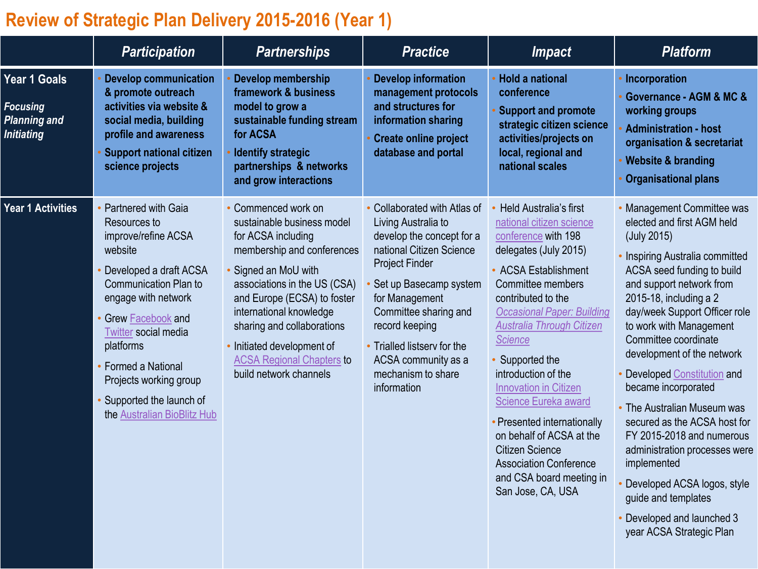# Review of Strategic Plan Delivery 2015-2016 (Year 1)

| | Participation | Partnerships | Practice | Impact | Platform |
|---|---|---|---|---|---|
| **Year 1 Goals**<br>*Focusing Planning and Initiating* | • **Develop communication & promote outreach activities via website & social media, building profile and awareness**<br>• **Support national citizen science projects** | • **Develop membership framework & business model to grow a sustainable funding stream for ACSA**<br>• **Identify strategic partnerships & networks and grow interactions** | • **Develop information management protocols and structures for information sharing**<br>• **Create online project database and portal** | • **Hold a national conference**<br>• **Support and promote strategic citizen science activities/projects on local, regional and national scales** | • **Incorporation**<br>• **Governance - AGM & MC & working groups**<br>• **Administration - host organisation & secretariat**<br>• **Website & branding**<br>• **Organisational plans** |
| **Year 1 Activities** | • Partnered with Gaia Resources to improve/refine ACSA website<br>• Developed a draft ACSA Communication Plan to engage with network<br>• Grew Facebook and Twitter social media platforms<br>• Formed a National Projects working group<br>• Supported the launch of the Australian BioBlitz Hub | • Commenced work on sustainable business model for ACSA including membership and conferences<br>• Signed an MoU with associations in the US (CSA) and Europe (ECSA) to foster international knowledge sharing and collaborations<br>• Initiated development of ACSA Regional Chapters to build network channels | • Collaborated with Atlas of Living Australia to develop the concept for a national Citizen Science Project Finder<br>• Set up Basecamp system for Management Committee sharing and record keeping<br>• Trialled listserv for the ACSA community as a mechanism to share information | • Held Australia's first national citizen science conference with 198 delegates (July 2015)<br>• ACSA Establishment Committee members contributed to the *Occasional Paper: Building Australia Through Citizen Science*<br>• Supported the introduction of the Innovation in Citizen Science Eureka award<br>• Presented internationally on behalf of ACSA at the Citizen Science Association Conference and CSA board meeting in San Jose, CA, USA | • Management Committee was elected and first AGM held (July 2015)<br>• Inspiring Australia committed ACSA seed funding to build and support network from 2015-18, including a 2 day/week Support Officer role to work with Management Committee coordinate development of the network<br>• Developed Constitution and became incorporated<br>• The Australian Museum was secured as the ACSA host for FY 2015-2018 and numerous administration processes were implemented<br>• Developed ACSA logos, style guide and templates<br>• Developed and launched 3 year ACSA Strategic Plan |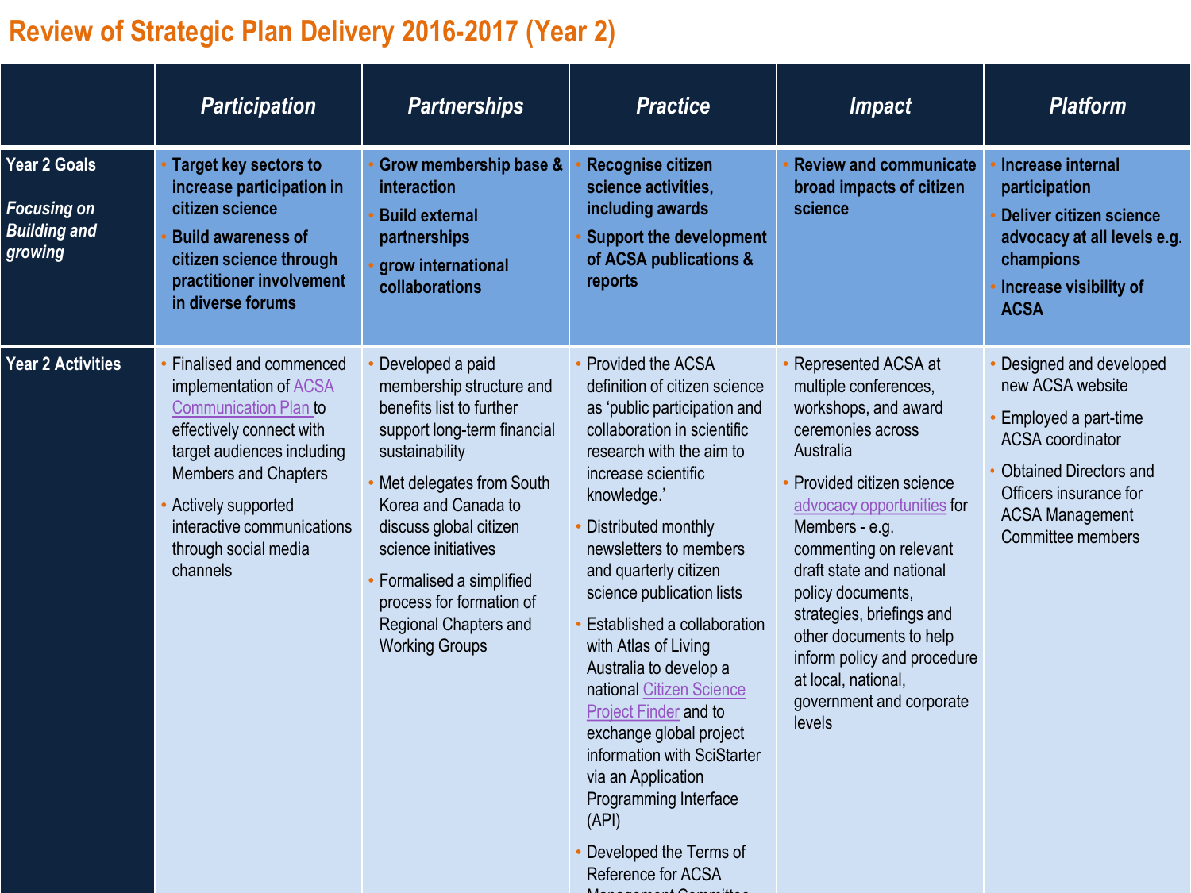# Review of Strategic Plan Delivery 2016-2017 (Year 2)

| | *Participation* | *Partnerships* | *Practice* | *Impact* | *Platform* |
|---|---|---|---|---|---|
| **Year 2 Goals**<br><br>***Focusing on Building and growing*** | • **Target key sectors to increase participation in citizen science**<br>• **Build awareness of citizen science through practitioner involvement in diverse forums** | • **Grow membership base & interaction**<br>• **Build external partnerships**<br>• **grow international collaborations** | • **Recognise citizen science activities, including awards**<br>• **Support the development of ACSA publications & reports** | • **Review and communicate broad impacts of citizen science** | • **Increase internal participation**<br>• **Deliver citizen science advocacy at all levels e.g. champions**<br>• **Increase visibility of ACSA** |
| **Year 2 Activities** | • Finalised and commenced implementation of ACSA Communication Plan to effectively connect with target audiences including Members and Chapters<br>• Actively supported interactive communications through social media channels | • Developed a paid membership structure and benefits list to further support long-term financial sustainability<br>• Met delegates from South Korea and Canada to discuss global citizen science initiatives<br>• Formalised a simplified process for formation of Regional Chapters and Working Groups | • Provided the ACSA definition of citizen science as 'public participation and collaboration in scientific research with the aim to increase scientific knowledge.'<br>• Distributed monthly newsletters to members and quarterly citizen science publication lists<br>• Established a collaboration with Atlas of Living Australia to develop a national Citizen Science Project Finder and to exchange global project information with SciStarter via an Application Programming Interface (API)<br>• Developed the Terms of Reference for ACSA Management Committee | • Represented ACSA at multiple conferences, workshops, and award ceremonies across Australia<br>• Provided citizen science advocacy opportunities for Members - e.g. commenting on relevant draft state and national policy documents, strategies, briefings and other documents to help inform policy and procedure at local, national, government and corporate levels | • Designed and developed new ACSA website<br>• Employed a part-time ACSA coordinator<br>• Obtained Directors and Officers insurance for ACSA Management Committee members |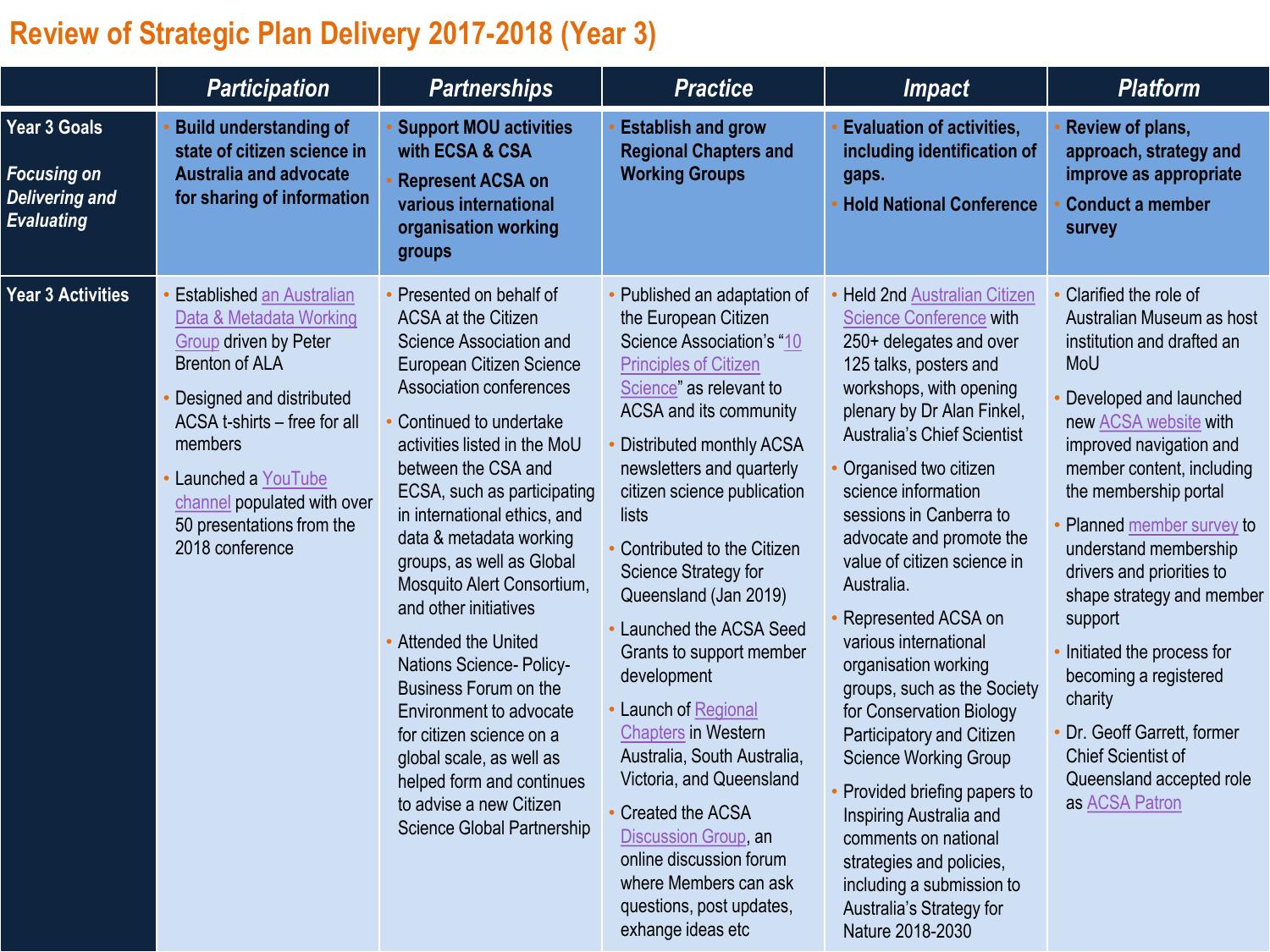# Review of Strategic Plan Delivery 2017-2018 (Year 3)

| | *Participation* | *Partnerships* | *Practice* | *Impact* | *Platform* |
|---|---|---|---|---|---|
| **Year 3 Goals** *Focusing on Delivering and Evaluating* | • **Build understanding of state of citizen science in Australia and advocate for sharing of information** | • **Support MOU activities with ECSA & CSA** • **Represent ACSA on various international organisation working groups** | • **Establish and grow Regional Chapters and Working Groups** | • **Evaluation of activities, including identification of gaps.** • **Hold National Conference** | • **Review of plans, approach, strategy and improve as appropriate** • **Conduct a member survey** |
| **Year 3 Activities** | • Established an Australian Data & Metadata Working Group driven by Peter Brenton of ALA • Designed and distributed ACSA t-shirts – free for all members • Launched a YouTube channel populated with over 50 presentations from the 2018 conference | • Presented on behalf of ACSA at the Citizen Science Association and European Citizen Science Association conferences • Continued to undertake activities listed in the MoU between the CSA and ECSA, such as participating in international ethics, and data & metadata working groups, as well as Global Mosquito Alert Consortium, and other initiatives • Attended the United Nations Science- Policy-Business Forum on the Environment to advocate for citizen science on a global scale, as well as helped form and continues to advise a new Citizen Science Global Partnership | • Published an adaptation of the European Citizen Science Association's "10 Principles of Citizen Science" as relevant to ACSA and its community • Distributed monthly ACSA newsletters and quarterly citizen science publication lists • Contributed to the Citizen Science Strategy for Queensland (Jan 2019) • Launched the ACSA Seed Grants to support member development • Launch of Regional Chapters in Western Australia, South Australia, Victoria, and Queensland • Created the ACSA Discussion Group, an online discussion forum where Members can ask questions, post updates, exhange ideas etc | • Held 2nd Australian Citizen Science Conference with 250+ delegates and over 125 talks, posters and workshops, with opening plenary by Dr Alan Finkel, Australia's Chief Scientist • Organised two citizen science information sessions in Canberra to advocate and promote the value of citizen science in Australia. • Represented ACSA on various international organisation working groups, such as the Society for Conservation Biology Participatory and Citizen Science Working Group • Provided briefing papers to Inspiring Australia and comments on national strategies and policies, including a submission to Australia's Strategy for Nature 2018-2030 | • Clarified the role of Australian Museum as host institution and drafted an MoU • Developed and launched new ACSA website with improved navigation and member content, including the membership portal • Planned member survey to understand membership drivers and priorities to shape strategy and member support • Initiated the process for becoming a registered charity • Dr. Geoff Garrett, former Chief Scientist of Queensland accepted role as ACSA Patron |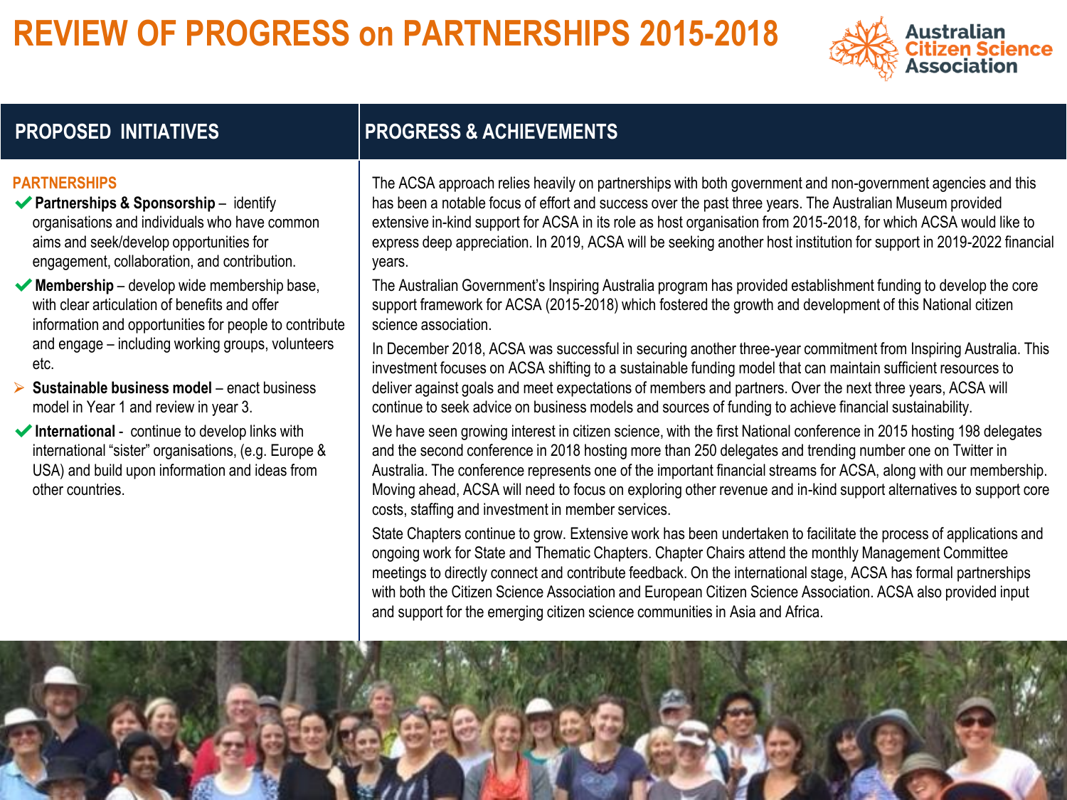# REVIEW OF PROGRESS on PARTNERSHIPS 2015-2018

Australian Citizen Science Association

| PROPOSED INITIATIVES | PROGRESS & ACHIEVEMENTS |
|---|---|
| **PARTNERSHIPS**<br>✔ **Partnerships & Sponsorship** – identify organisations and individuals who have common aims and seek/develop opportunities for engagement, collaboration, and contribution.<br>✔ **Membership** – develop wide membership base, with clear articulation of benefits and offer information and opportunities for people to contribute and engage – including working groups, volunteers etc.<br>➢ **Sustainable business model** – enact business model in Year 1 and review in year 3.<br>✔ **International** - continue to develop links with international "sister" organisations, (e.g. Europe & USA) and build upon information and ideas from other countries. | The ACSA approach relies heavily on partnerships with both government and non-government agencies and this has been a notable focus of effort and success over the past three years. The Australian Museum provided extensive in-kind support for ACSA in its role as host organisation from 2015-2018, for which ACSA would like to express deep appreciation. In 2019, ACSA will be seeking another host institution for support in 2019-2022 financial years.<br><br>The Australian Government's Inspiring Australia program has provided establishment funding to develop the core support framework for ACSA (2015-2018) which fostered the growth and development of this National citizen science association.<br><br>In December 2018, ACSA was successful in securing another three-year commitment from Inspiring Australia. This investment focuses on ACSA shifting to a sustainable funding model that can maintain sufficient resources to deliver against goals and meet expectations of members and partners. Over the next three years, ACSA will continue to seek advice on business models and sources of funding to achieve financial sustainability.<br><br>We have seen growing interest in citizen science, with the first National conference in 2015 hosting 198 delegates and the second conference in 2018 hosting more than 250 delegates and trending number one on Twitter in Australia. The conference represents one of the important financial streams for ACSA, along with our membership. Moving ahead, ACSA will need to focus on exploring other revenue and in-kind support alternatives to support core costs, staffing and investment in member services.<br><br>State Chapters continue to grow. Extensive work has been undertaken to facilitate the process of applications and ongoing work for State and Thematic Chapters. Chapter Chairs attend the monthly Management Committee meetings to directly connect and contribute feedback. On the international stage, ACSA has formal partnerships with both the Citizen Science Association and European Citizen Science Association. ACSA also provided input and support for the emerging citizen science communities in Asia and Africa. |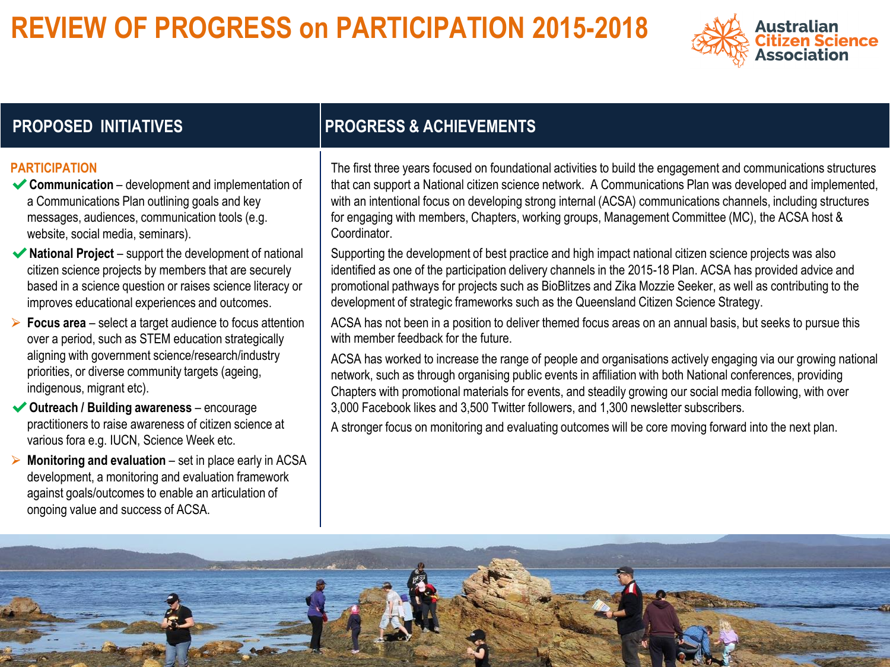# REVIEW OF PROGRESS on PARTICIPATION 2015-2018

Australian Citizen Science Association

| PROPOSED INITIATIVES | PROGRESS & ACHIEVEMENTS |
| --- | --- |
| **PARTICIPATION**<br>✔ **Communication** – development and implementation of a Communications Plan outlining goals and key messages, audiences, communication tools (e.g. website, social media, seminars).<br>✔ **National Project** – support the development of national citizen science projects by members that are securely based in a science question or raises science literacy or improves educational experiences and outcomes.<br>➢ **Focus area** – select a target audience to focus attention over a period, such as STEM education strategically aligning with government science/research/industry priorities, or diverse community targets (ageing, indigenous, migrant etc).<br>✔ **Outreach / Building awareness** – encourage practitioners to raise awareness of citizen science at various fora e.g. IUCN, Science Week etc.<br>➢ **Monitoring and evaluation** – set in place early in ACSA development, a monitoring and evaluation framework against goals/outcomes to enable an articulation of ongoing value and success of ACSA. | The first three years focused on foundational activities to build the engagement and communications structures that can support a National citizen science network. A Communications Plan was developed and implemented, with an intentional focus on developing strong internal (ACSA) communications channels, including structures for engaging with members, Chapters, working groups, Management Committee (MC), the ACSA host & Coordinator.<br>Supporting the development of best practice and high impact national citizen science projects was also identified as one of the participation delivery channels in the 2015-18 Plan. ACSA has provided advice and promotional pathways for projects such as BioBlitzes and Zika Mozzie Seeker, as well as contributing to the development of strategic frameworks such as the Queensland Citizen Science Strategy.<br>ACSA has not been in a position to deliver themed focus areas on an annual basis, but seeks to pursue this with member feedback for the future.<br>ACSA has worked to increase the range of people and organisations actively engaging via our growing national network, such as through organising public events in affiliation with both National conferences, providing Chapters with promotional materials for events, and steadily growing our social media following, with over 3,000 Facebook likes and 3,500 Twitter followers, and 1,300 newsletter subscribers.<br>A stronger focus on monitoring and evaluating outcomes will be core moving forward into the next plan. |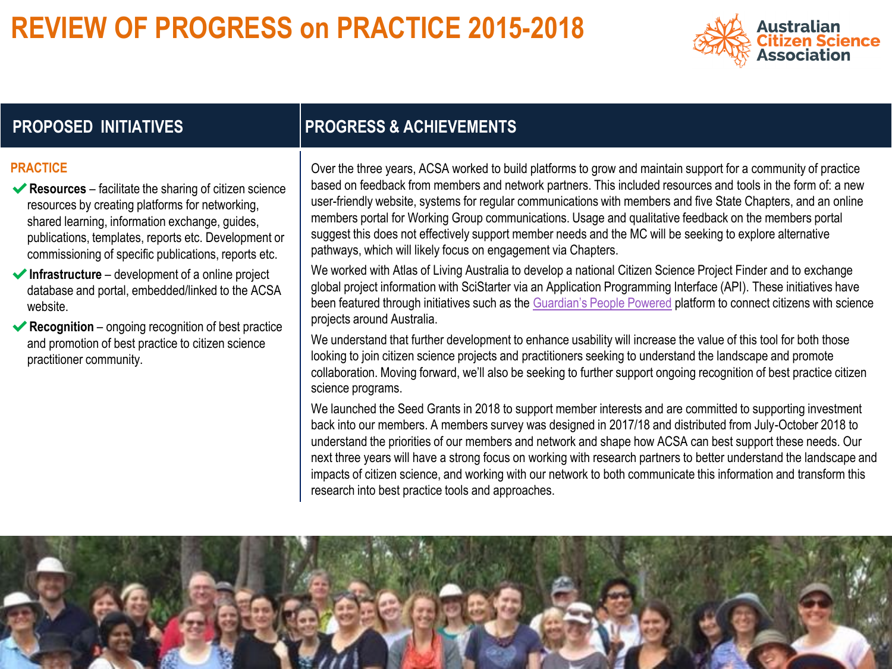# REVIEW OF PROGRESS on PRACTICE 2015-2018

Australian Citizen Science Association

| PROPOSED INITIATIVES | PROGRESS & ACHIEVEMENTS |
| --- | --- |

## PRACTICE

- ✔ **Resources** – facilitate the sharing of citizen science resources by creating platforms for networking, shared learning, information exchange, guides, publications, templates, reports etc. Development or commissioning of specific publications, reports etc.
- ✔ **Infrastructure** – development of a online project database and portal, embedded/linked to the ACSA website.
- ✔ **Recognition** – ongoing recognition of best practice and promotion of best practice to citizen science practitioner community.

Over the three years, ACSA worked to build platforms to grow and maintain support for a community of practice based on feedback from members and network partners. This included resources and tools in the form of: a new user-friendly website, systems for regular communications with members and five State Chapters, and an online members portal for Working Group communications. Usage and qualitative feedback on the members portal suggest this does not effectively support member needs and the MC will be seeking to explore alternative pathways, which will likely focus on engagement via Chapters.

We worked with Atlas of Living Australia to develop a national Citizen Science Project Finder and to exchange global project information with SciStarter via an Application Programming Interface (API). These initiatives have been featured through initiatives such as the Guardian's People Powered platform to connect citizens with science projects around Australia.

We understand that further development to enhance usability will increase the value of this tool for both those looking to join citizen science projects and practitioners seeking to understand the landscape and promote collaboration. Moving forward, we'll also be seeking to further support ongoing recognition of best practice citizen science programs.

We launched the Seed Grants in 2018 to support member interests and are committed to supporting investment back into our members. A members survey was designed in 2017/18 and distributed from July-October 2018 to understand the priorities of our members and network and shape how ACSA can best support these needs. Our next three years will have a strong focus on working with research partners to better understand the landscape and impacts of citizen science, and working with our network to both communicate this information and transform this research into best practice tools and approaches.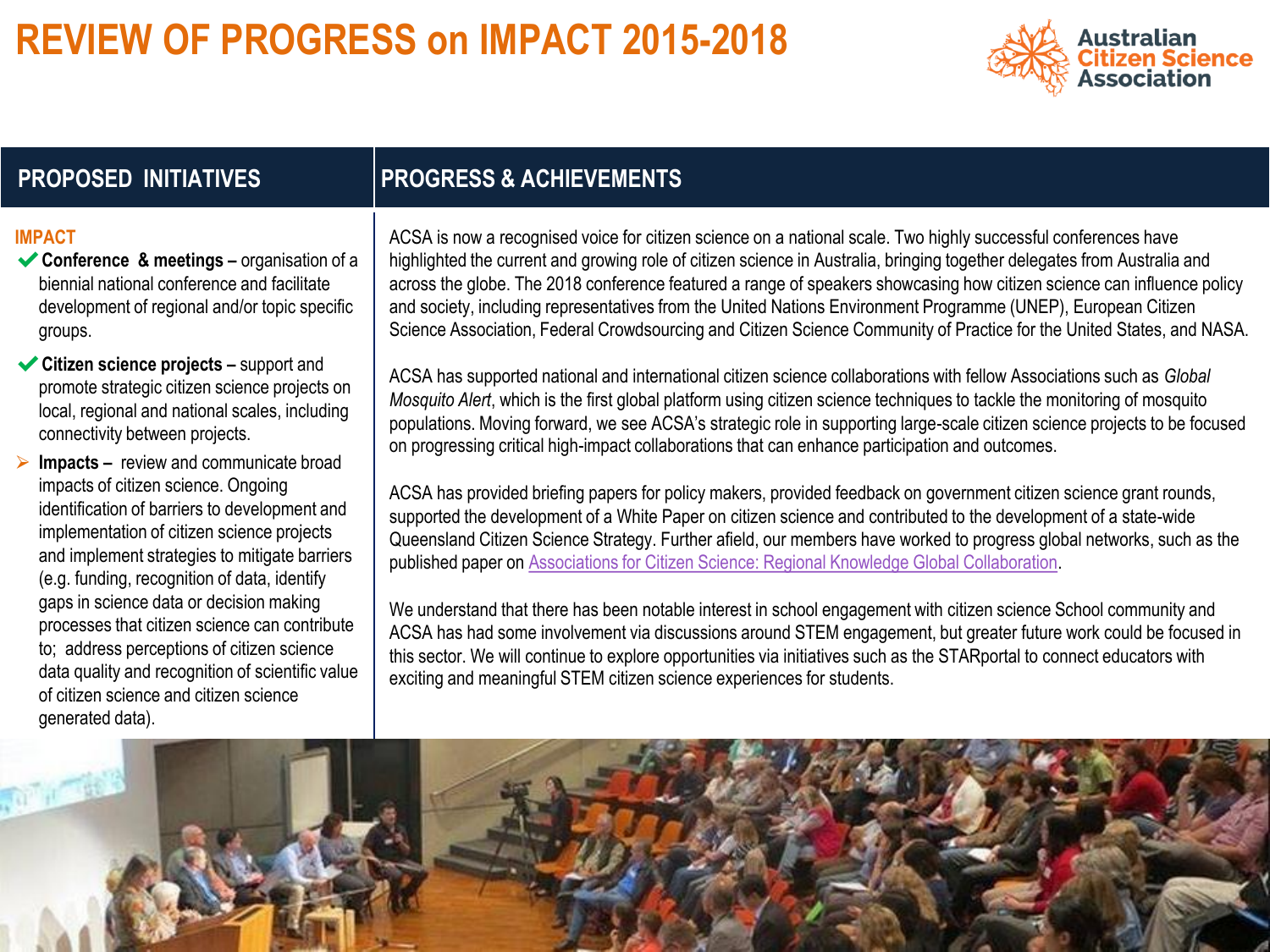# REVIEW OF PROGRESS on IMPACT 2015-2018

Australian Citizen Science Association

| PROPOSED INITIATIVES | PROGRESS & ACHIEVEMENTS |
|---|---|
| **IMPACT**<br>✔ **Conference & meetings –** organisation of a biennial national conference and facilitate development of regional and/or topic specific groups.<br>✔ **Citizen science projects –** support and promote strategic citizen science projects on local, regional and national scales, including connectivity between projects.<br>➢ **Impacts –** review and communicate broad impacts of citizen science. Ongoing identification of barriers to development and implementation of citizen science projects and implement strategies to mitigate barriers (e.g. funding, recognition of data, identify gaps in science data or decision making processes that citizen science can contribute to; address perceptions of citizen science data quality and recognition of scientific value of citizen science and citizen science generated data). | ACSA is now a recognised voice for citizen science on a national scale. Two highly successful conferences have highlighted the current and growing role of citizen science in Australia, bringing together delegates from Australia and across the globe. The 2018 conference featured a range of speakers showcasing how citizen science can influence policy and society, including representatives from the United Nations Environment Programme (UNEP), European Citizen Science Association, Federal Crowdsourcing and Citizen Science Community of Practice for the United States, and NASA.<br><br>ACSA has supported national and international citizen science collaborations with fellow Associations such as *Global Mosquito Alert*, which is the first global platform using citizen science techniques to tackle the monitoring of mosquito populations. Moving forward, we see ACSA's strategic role in supporting large-scale citizen science projects to be focused on progressing critical high-impact collaborations that can enhance participation and outcomes.<br><br>ACSA has provided briefing papers for policy makers, provided feedback on government citizen science grant rounds, supported the development of a White Paper on citizen science and contributed to the development of a state-wide Queensland Citizen Science Strategy. Further afield, our members have worked to progress global networks, such as the published paper on Associations for Citizen Science: Regional Knowledge Global Collaboration.<br><br>We understand that there has been notable interest in school engagement with citizen science School community and ACSA has had some involvement via discussions around STEM engagement, but greater future work could be focused in this sector. We will continue to explore opportunities via initiatives such as the STARportal to connect educators with exciting and meaningful STEM citizen science experiences for students. |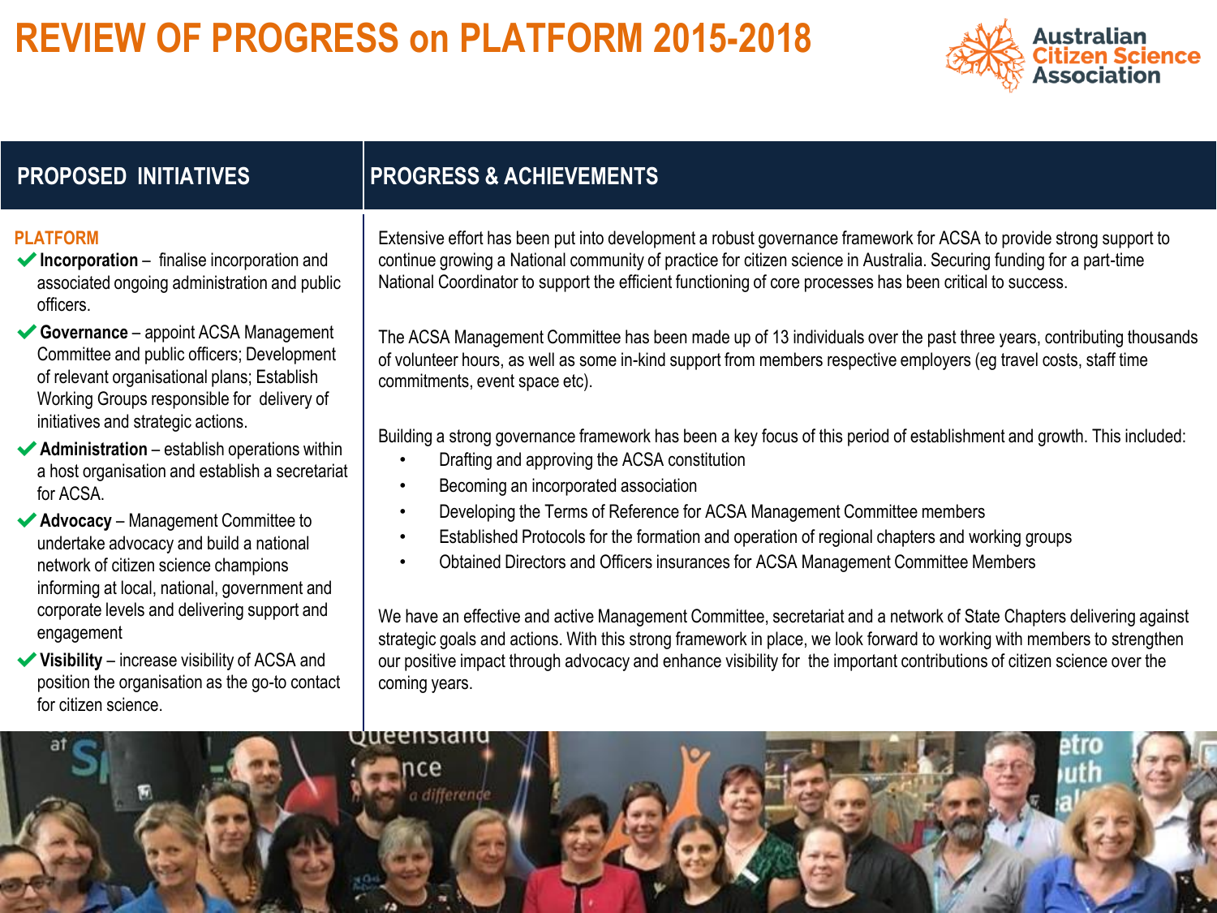# REVIEW OF PROGRESS on PLATFORM 2015-2018

Australian Citizen Science Association

| PROPOSED INITIATIVES | PROGRESS & ACHIEVEMENTS |
| --- | --- |
| **PLATFORM**<br>✔ **Incorporation** – finalise incorporation and associated ongoing administration and public officers.<br>✔ **Governance** – appoint ACSA Management Committee and public officers; Development of relevant organisational plans; Establish Working Groups responsible for delivery of initiatives and strategic actions.<br>✔ **Administration** – establish operations within a host organisation and establish a secretariat for ACSA.<br>✔ **Advocacy** – Management Committee to undertake advocacy and build a national network of citizen science champions informing at local, national, government and corporate levels and delivering support and engagement<br>✔ **Visibility** – increase visibility of ACSA and position the organisation as the go-to contact for citizen science. | Extensive effort has been put into development a robust governance framework for ACSA to provide strong support to continue growing a National community of practice for citizen science in Australia. Securing funding for a part-time National Coordinator to support the efficient functioning of core processes has been critical to success.<br><br>The ACSA Management Committee has been made up of 13 individuals over the past three years, contributing thousands of volunteer hours, as well as some in-kind support from members respective employers (eg travel costs, staff time commitments, event space etc).<br><br>Building a strong governance framework has been a key focus of this period of establishment and growth. This included:<br>• Drafting and approving the ACSA constitution<br>• Becoming an incorporated association<br>• Developing the Terms of Reference for ACSA Management Committee members<br>• Established Protocols for the formation and operation of regional chapters and working groups<br>• Obtained Directors and Officers insurances for ACSA Management Committee Members<br><br>We have an effective and active Management Committee, secretariat and a network of State Chapters delivering against strategic goals and actions. With this strong framework in place, we look forward to working with members to strengthen our positive impact through advocacy and enhance visibility for the important contributions of citizen science over the coming years. |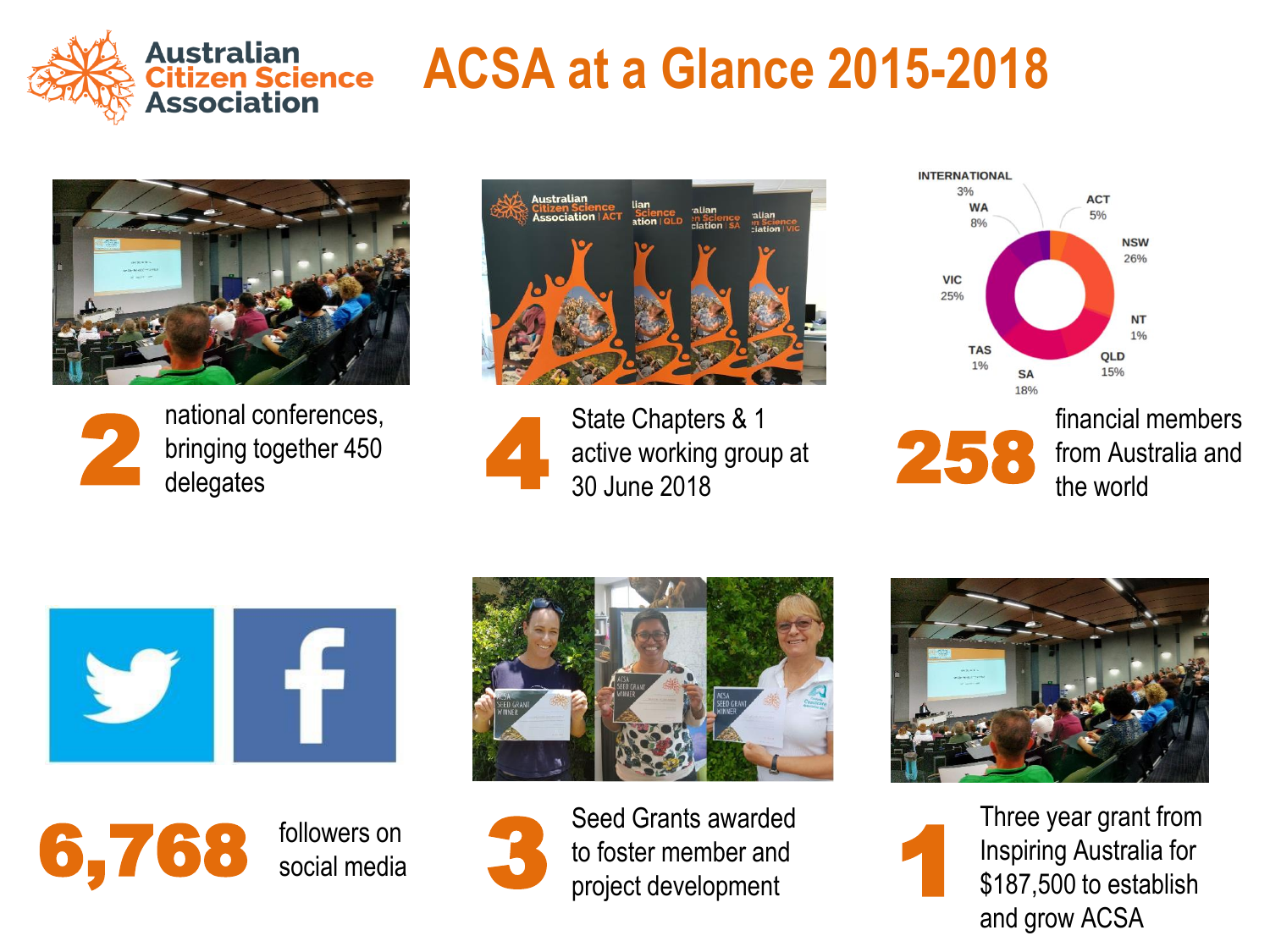# ACSA at a Glance 2015-2018

**2** national conferences, bringing together 450 delegates

**4** State Chapters & 1 active working group at 30 June 2018

**258** financial members from Australia and the world

| Location | Share |
|---|---|
| INTERNATIONAL | 3% |
| ACT | 5% |
| NSW | 26% |
| NT | 1% |
| QLD | 15% |
| SA | 18% |
| TAS | 1% |
| VIC | 25% |
| WA | 8% |

**6,768** followers on social media

**3** Seed Grants awarded to foster member and project development

**1** Three year grant from Inspiring Australia for $187,500 to establish and grow ACSA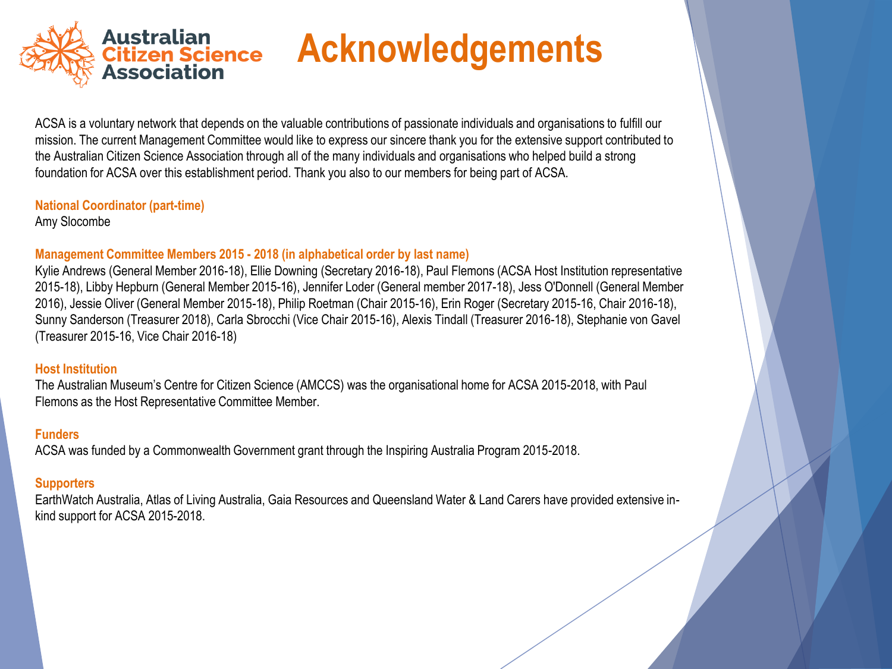# Acknowledgements

ACSA is a voluntary network that depends on the valuable contributions of passionate individuals and organisations to fulfill our mission. The current Management Committee would like to express our sincere thank you for the extensive support contributed to the Australian Citizen Science Association through all of the many individuals and organisations who helped build a strong foundation for ACSA over this establishment period. Thank you also to our members for being part of ACSA.

**National Coordinator (part-time)**

Amy Slocombe

**Management Committee Members 2015 - 2018 (in alphabetical order by last name)**

Kylie Andrews (General Member 2016-18), Ellie Downing (Secretary 2016-18), Paul Flemons (ACSA Host Institution representative 2015-18), Libby Hepburn (General Member 2015-16), Jennifer Loder (General member 2017-18), Jess O'Donnell (General Member 2016), Jessie Oliver (General Member 2015-18), Philip Roetman (Chair 2015-16), Erin Roger (Secretary 2015-16, Chair 2016-18), Sunny Sanderson (Treasurer 2018), Carla Sbrocchi (Vice Chair 2015-16), Alexis Tindall (Treasurer 2016-18), Stephanie von Gavel (Treasurer 2015-16, Vice Chair 2016-18)

**Host Institution**

The Australian Museum's Centre for Citizen Science (AMCCS) was the organisational home for ACSA 2015-2018, with Paul Flemons as the Host Representative Committee Member.

**Funders**

ACSA was funded by a Commonwealth Government grant through the Inspiring Australia Program 2015-2018.

**Supporters**

EarthWatch Australia, Atlas of Living Australia, Gaia Resources and Queensland Water & Land Carers have provided extensive in-kind support for ACSA 2015-2018.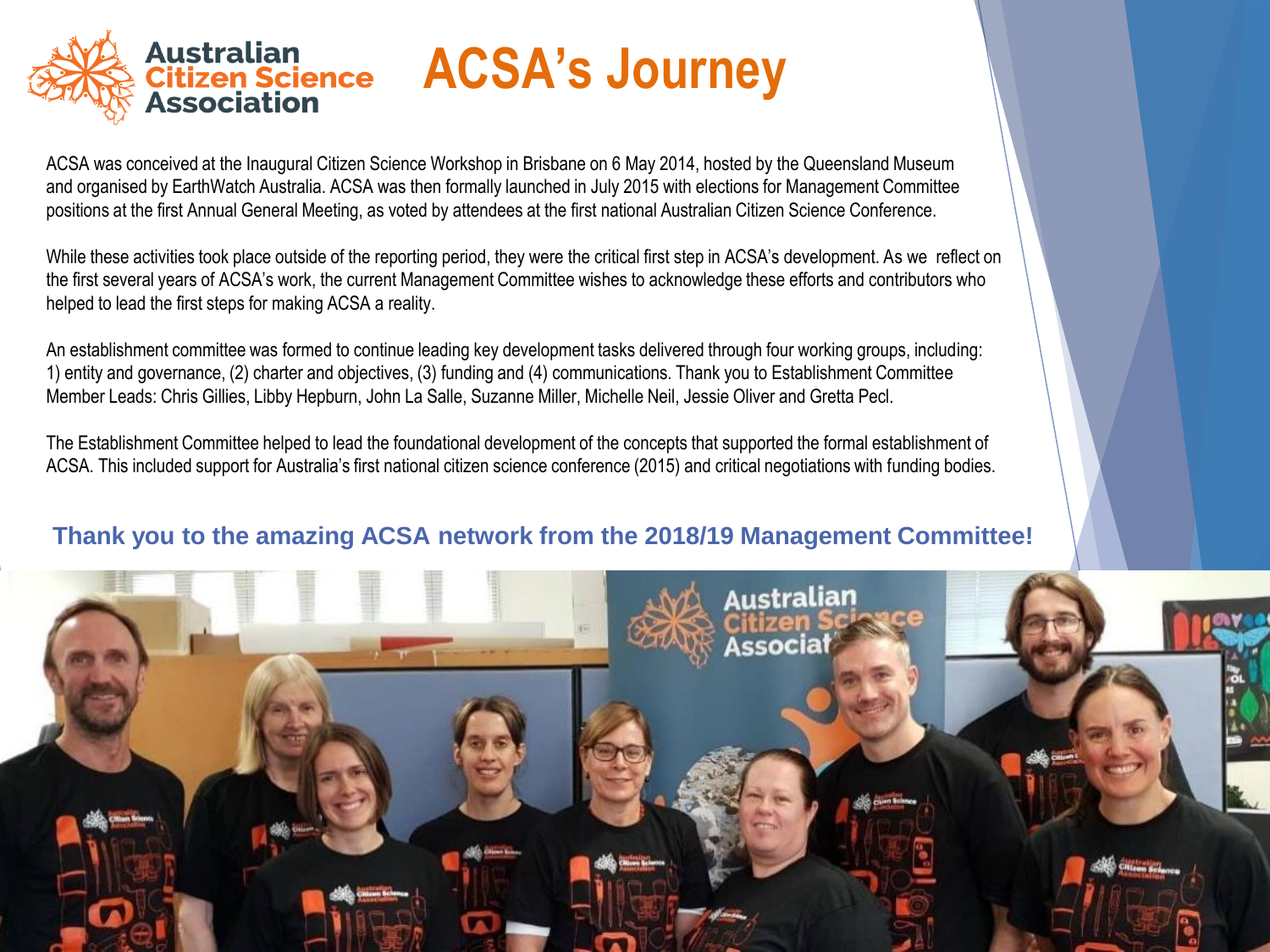# ACSA's Journey

ACSA was conceived at the Inaugural Citizen Science Workshop in Brisbane on 6 May 2014, hosted by the Queensland Museum and organised by EarthWatch Australia. ACSA was then formally launched in July 2015 with elections for Management Committee positions at the first Annual General Meeting, as voted by attendees at the first national Australian Citizen Science Conference.

While these activities took place outside of the reporting period, they were the critical first step in ACSA's development. As we reflect on the first several years of ACSA's work, the current Management Committee wishes to acknowledge these efforts and contributors who helped to lead the first steps for making ACSA a reality.

An establishment committee was formed to continue leading key development tasks delivered through four working groups, including: 1) entity and governance, (2) charter and objectives, (3) funding and (4) communications. Thank you to Establishment Committee Member Leads: Chris Gillies, Libby Hepburn, John La Salle, Suzanne Miller, Michelle Neil, Jessie Oliver and Gretta Pecl.

The Establishment Committee helped to lead the foundational development of the concepts that supported the formal establishment of ACSA. This included support for Australia's first national citizen science conference (2015) and critical negotiations with funding bodies.

**Thank you to the amazing ACSA network from the 2018/19 Management Committee!**